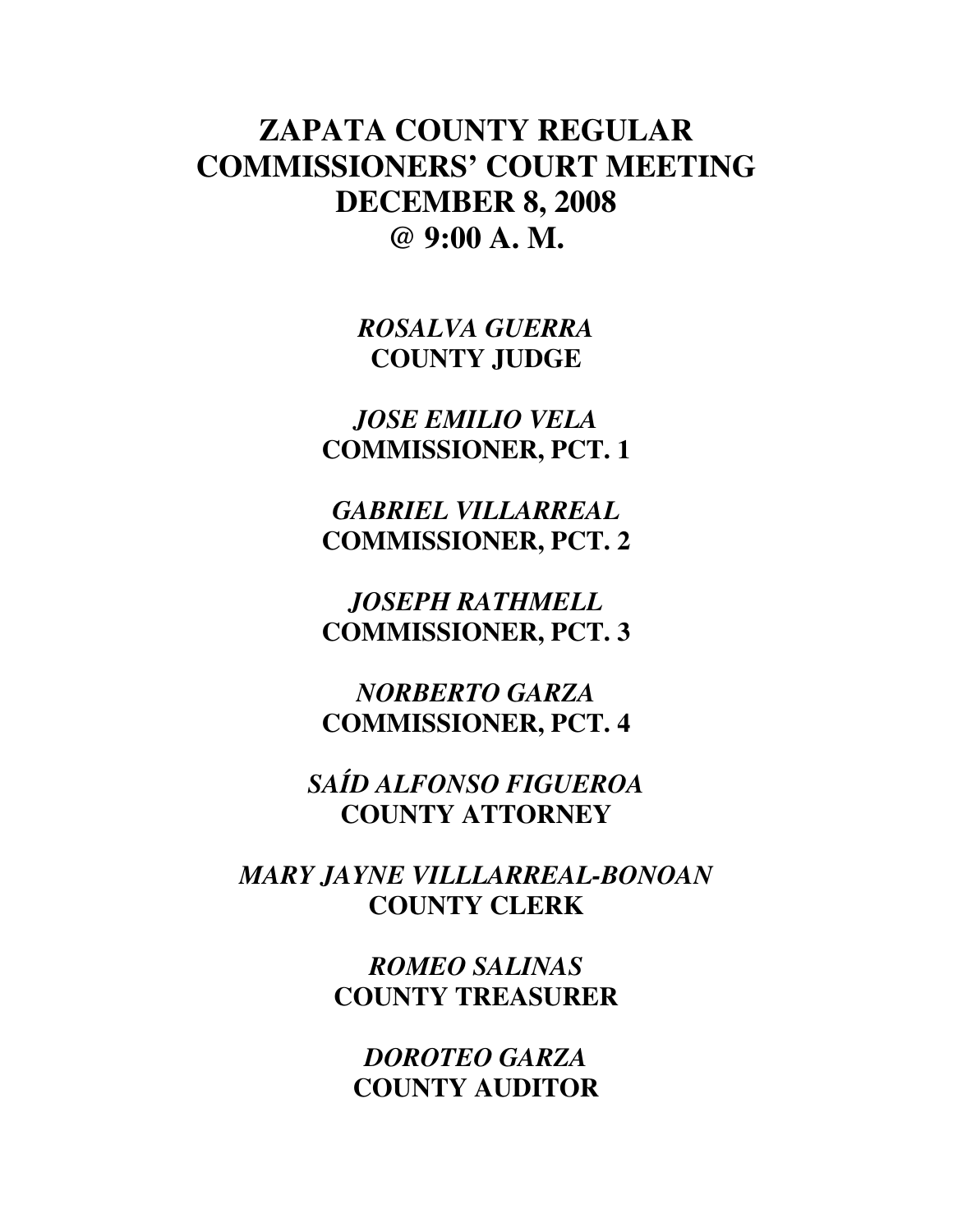# ZAPATA COUNTY REGULAR COMMISSIONERS' COURT MEETING DECEMBER 8, 2008 @ 9:00 A. M.

***ROSALVA GUERRA***
**COUNTY JUDGE**

***JOSE EMILIO VELA***
**COMMISSIONER, PCT. 1**

***GABRIEL VILLARREAL***
**COMMISSIONER, PCT. 2**

***JOSEPH RATHMELL***
**COMMISSIONER, PCT. 3**

***NORBERTO GARZA***
**COMMISSIONER, PCT. 4**

***SAÍD ALFONSO FIGUEROA***
**COUNTY ATTORNEY**

***MARY JAYNE VILLLARREAL-BONOAN***
**COUNTY CLERK**

***ROMEO SALINAS***
**COUNTY TREASURER**

***DOROTEO GARZA***
**COUNTY AUDITOR**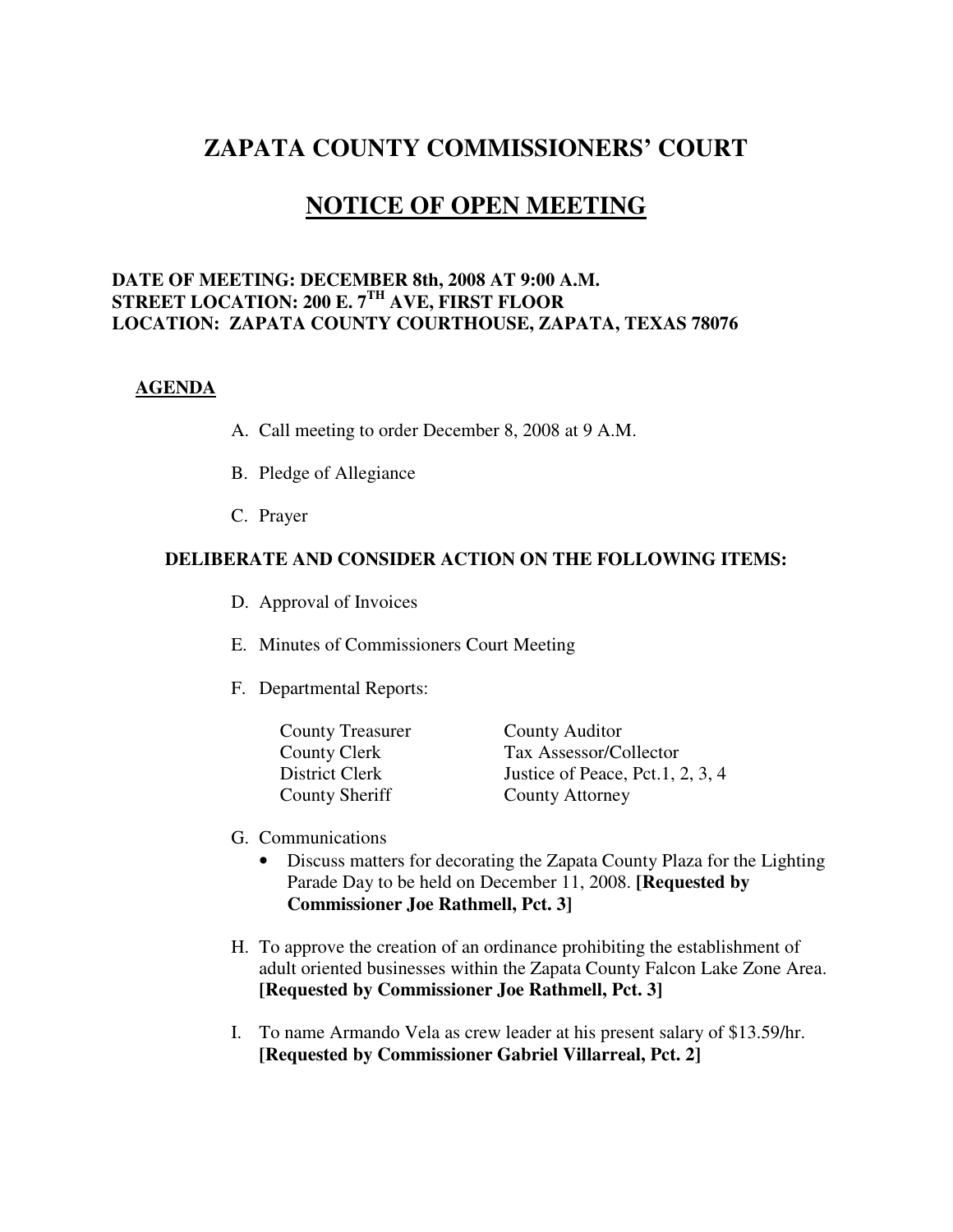# ZAPATA COUNTY COMMISSIONERS' COURT

## NOTICE OF OPEN MEETING

**DATE OF MEETING: DECEMBER 8th, 2008 AT 9:00 A.M.**
**STREET LOCATION: 200 E. 7TH AVE, FIRST FLOOR**
**LOCATION: ZAPATA COUNTY COURTHOUSE, ZAPATA, TEXAS 78076**

### AGENDA

A. Call meeting to order December 8, 2008 at 9 A.M.

B. Pledge of Allegiance

C. Prayer

**DELIBERATE AND CONSIDER ACTION ON THE FOLLOWING ITEMS:**

D. Approval of Invoices

E. Minutes of Commissioners Court Meeting

F. Departmental Reports:

| | |
|---|---|
| County Treasurer | County Auditor |
| County Clerk | Tax Assessor/Collector |
| District Clerk | Justice of Peace, Pct.1, 2, 3, 4 |
| County Sheriff | County Attorney |

G. Communications
- Discuss matters for decorating the Zapata County Plaza for the Lighting Parade Day to be held on December 11, 2008. **[Requested by Commissioner Joe Rathmell, Pct. 3]**

H. To approve the creation of an ordinance prohibiting the establishment of adult oriented businesses within the Zapata County Falcon Lake Zone Area. **[Requested by Commissioner Joe Rathmell, Pct. 3]**

I. To name Armando Vela as crew leader at his present salary of $13.59/hr. **[Requested by Commissioner Gabriel Villarreal, Pct. 2]**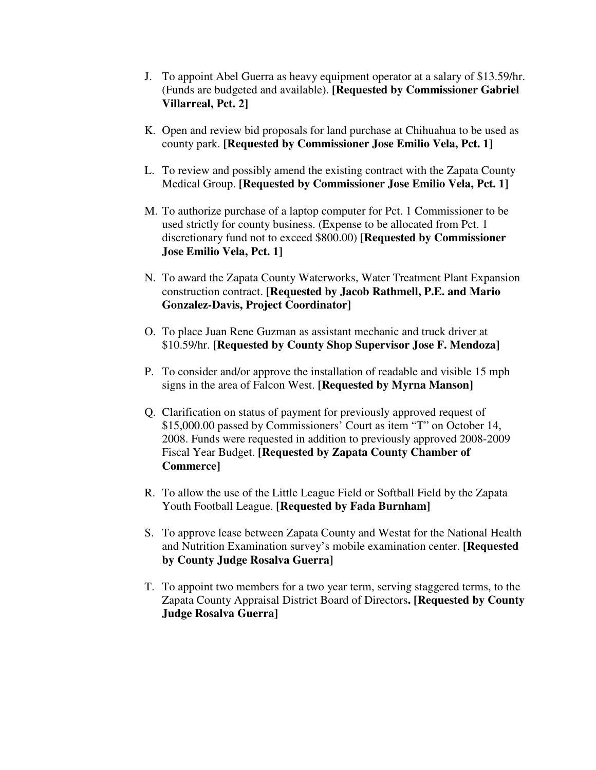J. To appoint Abel Guerra as heavy equipment operator at a salary of $13.59/hr. (Funds are budgeted and available). **[Requested by Commissioner Gabriel Villarreal, Pct. 2]**

K. Open and review bid proposals for land purchase at Chihuahua to be used as county park. **[Requested by Commissioner Jose Emilio Vela, Pct. 1]**

L. To review and possibly amend the existing contract with the Zapata County Medical Group. **[Requested by Commissioner Jose Emilio Vela, Pct. 1]**

M. To authorize purchase of a laptop computer for Pct. 1 Commissioner to be used strictly for county business. (Expense to be allocated from Pct. 1 discretionary fund not to exceed $800.00) **[Requested by Commissioner Jose Emilio Vela, Pct. 1]**

N. To award the Zapata County Waterworks, Water Treatment Plant Expansion construction contract. **[Requested by Jacob Rathmell, P.E. and Mario Gonzalez-Davis, Project Coordinator]**

O. To place Juan Rene Guzman as assistant mechanic and truck driver at $10.59/hr. **[Requested by County Shop Supervisor Jose F. Mendoza]**

P. To consider and/or approve the installation of readable and visible 15 mph signs in the area of Falcon West. **[Requested by Myrna Manson]**

Q. Clarification on status of payment for previously approved request of $15,000.00 passed by Commissioners' Court as item "T" on October 14, 2008. Funds were requested in addition to previously approved 2008-2009 Fiscal Year Budget. **[Requested by Zapata County Chamber of Commerce]**

R. To allow the use of the Little League Field or Softball Field by the Zapata Youth Football League. **[Requested by Fada Burnham]**

S. To approve lease between Zapata County and Westat for the National Health and Nutrition Examination survey's mobile examination center. **[Requested by County Judge Rosalva Guerra]**

T. To appoint two members for a two year term, serving staggered terms, to the Zapata County Appraisal District Board of Directors**. [Requested by County Judge Rosalva Guerra]**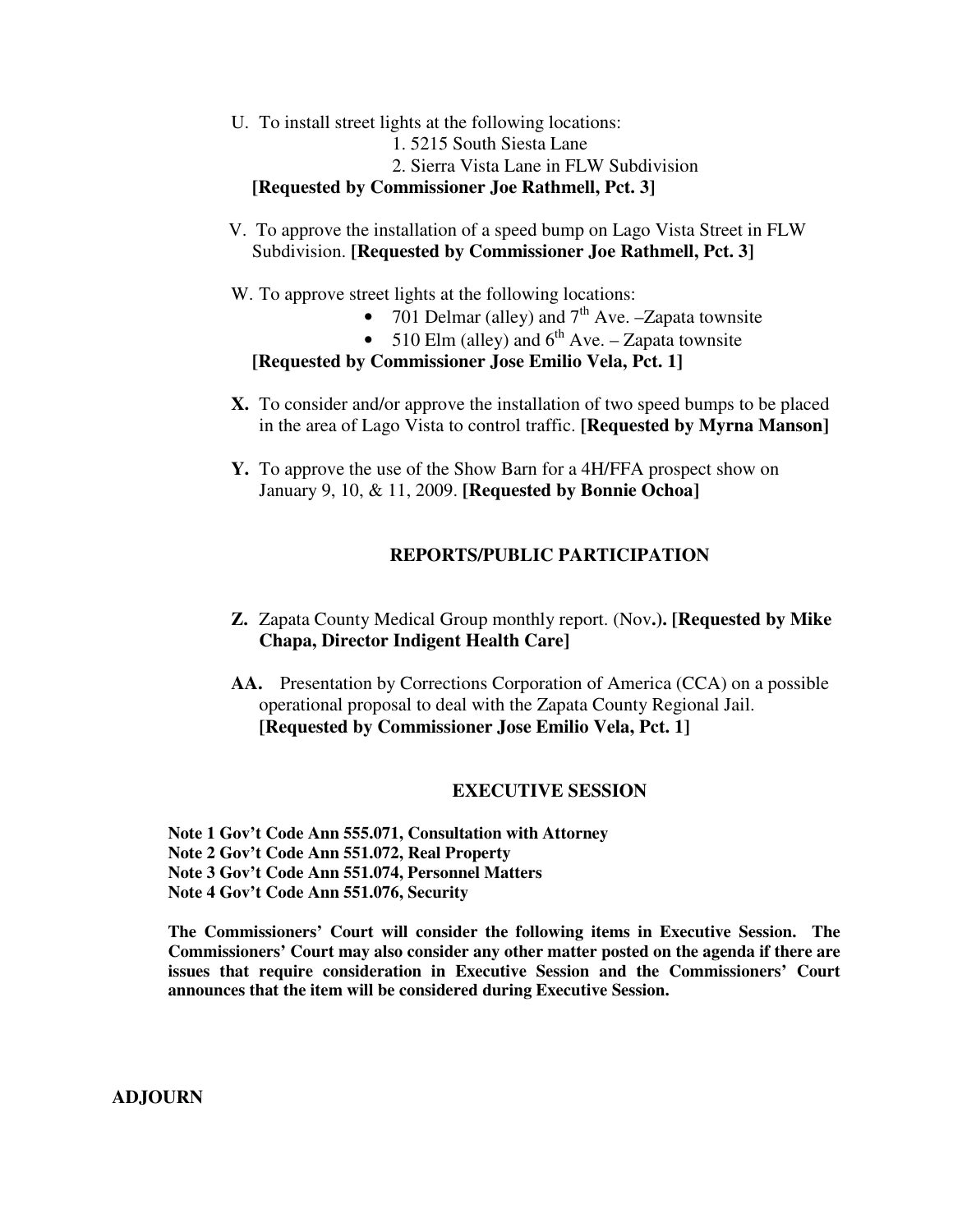U. To install street lights at the following locations:

1. 5215 South Siesta Lane
2. Sierra Vista Lane in FLW Subdivision

**[Requested by Commissioner Joe Rathmell, Pct. 3]**

V. To approve the installation of a speed bump on Lago Vista Street in FLW Subdivision. **[Requested by Commissioner Joe Rathmell, Pct. 3]**

W. To approve street lights at the following locations:

- 701 Delmar (alley) and 7th Ave. –Zapata townsite
- 510 Elm (alley) and 6th Ave. – Zapata townsite

**[Requested by Commissioner Jose Emilio Vela, Pct. 1]**

**X.** To consider and/or approve the installation of two speed bumps to be placed in the area of Lago Vista to control traffic. **[Requested by Myrna Manson]**

**Y.** To approve the use of the Show Barn for a 4H/FFA prospect show on January 9, 10, & 11, 2009. **[Requested by Bonnie Ochoa]**

## REPORTS/PUBLIC PARTICIPATION

**Z.** Zapata County Medical Group monthly report. (Nov**.). [Requested by Mike Chapa, Director Indigent Health Care]**

**AA.** Presentation by Corrections Corporation of America (CCA) on a possible operational proposal to deal with the Zapata County Regional Jail. **[Requested by Commissioner Jose Emilio Vela, Pct. 1]**

## EXECUTIVE SESSION

**Note 1 Gov't Code Ann 555.071, Consultation with Attorney**
**Note 2 Gov't Code Ann 551.072, Real Property**
**Note 3 Gov't Code Ann 551.074, Personnel Matters**
**Note 4 Gov't Code Ann 551.076, Security**

**The Commissioners' Court will consider the following items in Executive Session. The Commissioners' Court may also consider any other matter posted on the agenda if there are issues that require consideration in Executive Session and the Commissioners' Court announces that the item will be considered during Executive Session.**

**ADJOURN**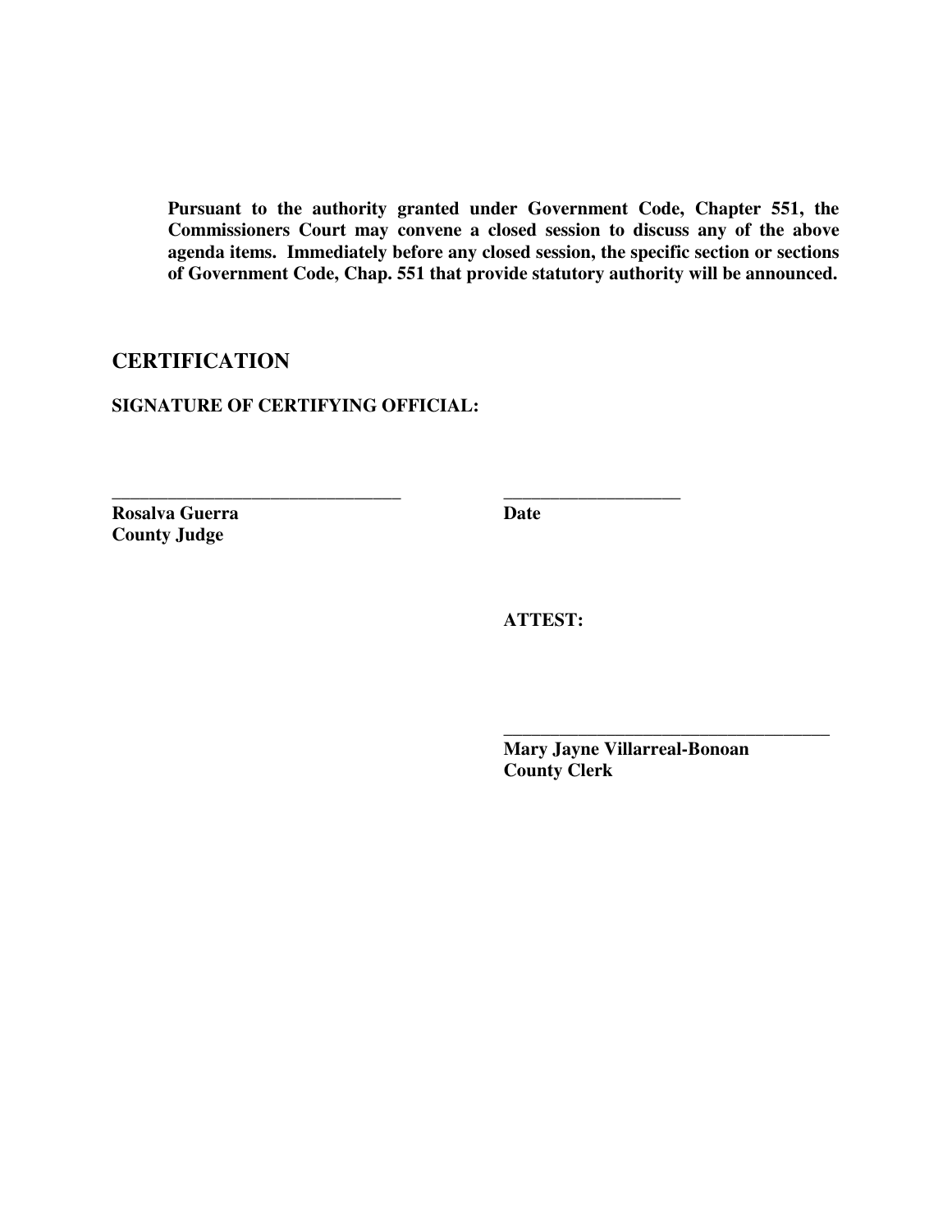**Pursuant to the authority granted under Government Code, Chapter 551, the Commissioners Court may convene a closed session to discuss any of the above agenda items. Immediately before any closed session, the specific section or sections of Government Code, Chap. 551 that provide statutory authority will be announced.**

## CERTIFICATION

**SIGNATURE OF CERTIFYING OFFICIAL:**

\_\_\_\_\_\_\_\_\_\_\_\_\_\_\_\_\_\_\_\_\_\_\_\_\_\_\_\_\_\_\_\_ &nbsp;&nbsp;&nbsp;&nbsp;&nbsp;&nbsp;&nbsp;&nbsp; \_\_\_\_\_\_\_\_\_\_\_\_\_\_\_\_\_\_\_\_

**Rosalva Guerra** &nbsp;&nbsp;&nbsp;&nbsp;&nbsp;&nbsp;&nbsp;&nbsp; **Date**
**County Judge**

**ATTEST:**

\_\_\_\_\_\_\_\_\_\_\_\_\_\_\_\_\_\_\_\_\_\_\_\_\_\_\_\_\_\_\_\_\_\_\_\_

**Mary Jayne Villarreal-Bonoan**
**County Clerk**